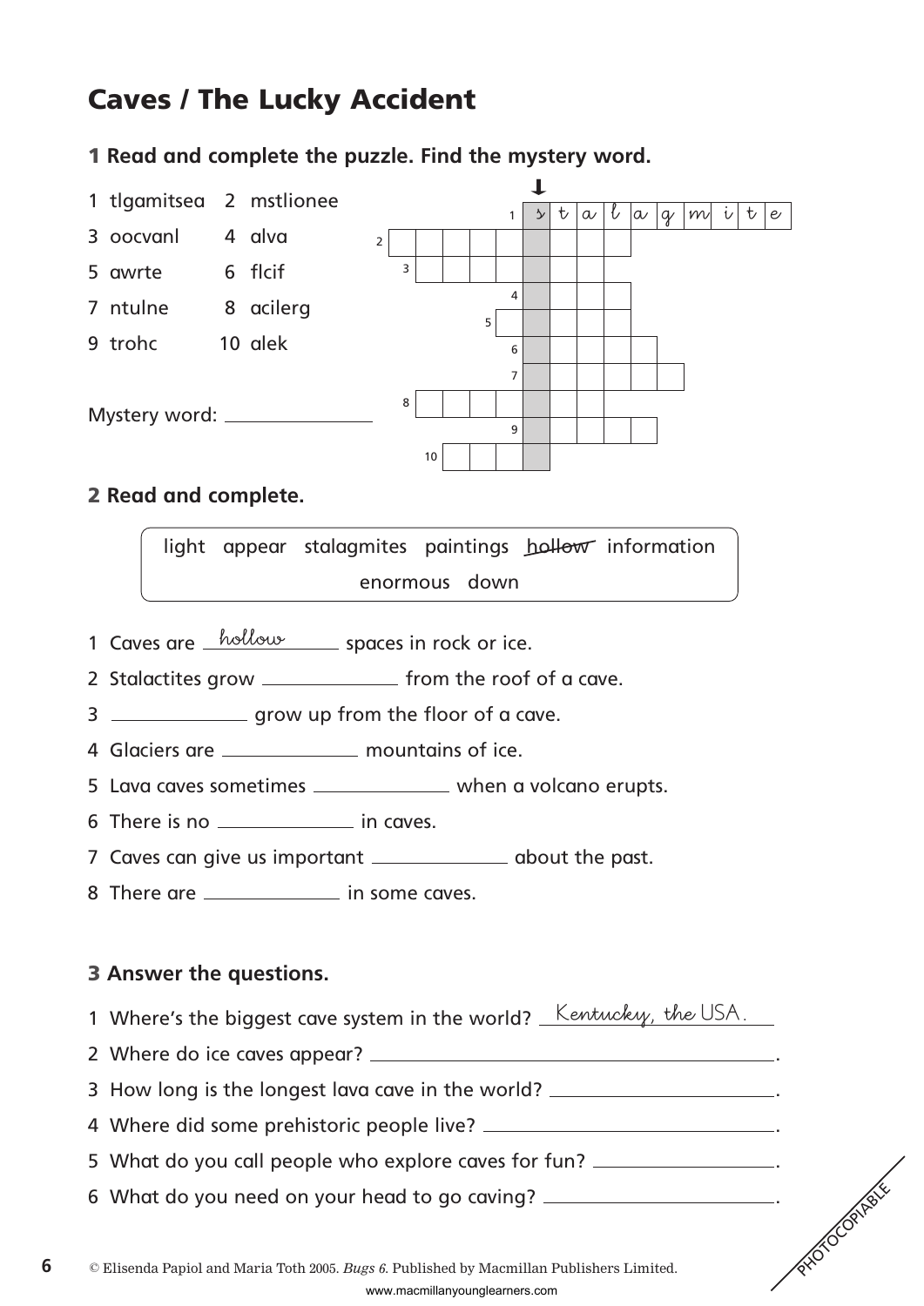# Caves / The Lucky Accident

**1 Read and complete the puzzle. Find the mystery word.**

1 tlgamitsea  2 mstlionee
3 oocvanl  4 alva
5 awrte  6 flcif
7 ntulne  8 acilerg
9 trohc  10 alek

Mystery word: ______________

1 s t a l a g m i t e

**2 Read and complete.**

light  appear  stalagmites  paintings  ~~hollow~~  information  enormous  down

1 Caves are hollow spaces in rock or ice.
2 Stalactites grow ______________ from the roof of a cave.
3 ______________ grow up from the floor of a cave.
4 Glaciers are ______________ mountains of ice.
5 Lava caves sometimes ______________ when a volcano erupts.
6 There is no ______________ in caves.
7 Caves can give us important ______________ about the past.
8 There are ______________ in some caves.

**3 Answer the questions.**

1 Where's the biggest cave system in the world? Kentucky, the USA.
2 Where do ice caves appear? ______________.
3 How long is the longest lava cave in the world? ______________.
4 Where did some prehistoric people live? ______________.
5 What do you call people who explore caves for fun? ______________.
6 What do you need on your head to go caving? ______________.

PHOTOCOPIABLE

© Elisenda Papiol and Maria Toth 2005. *Bugs 6*. Published by Macmillan Publishers Limited.
www.macmillanyounglearners.com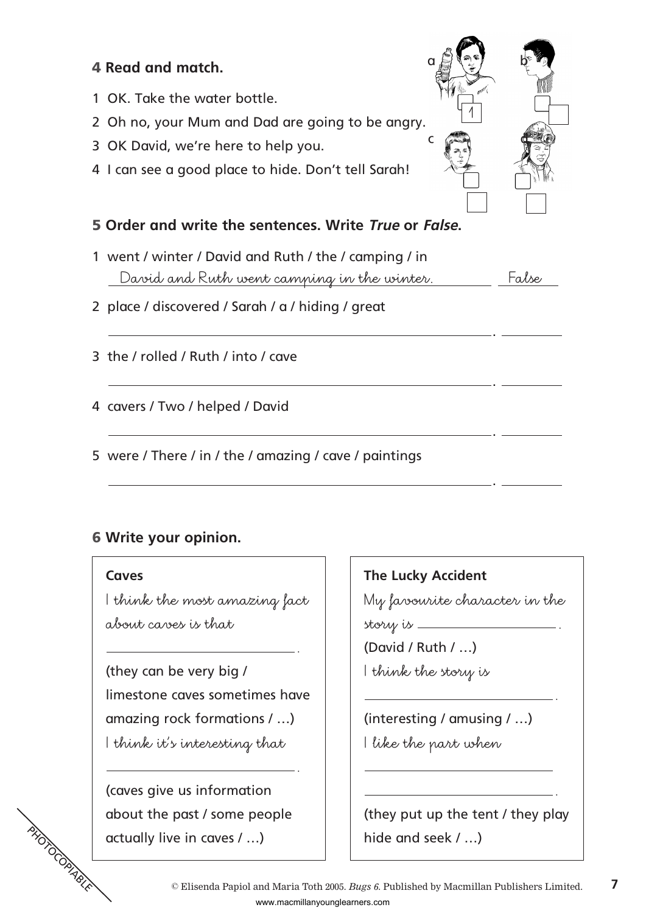**4 Read and match.**

1 OK. Take the water bottle.
2 Oh no, your Mum and Dad are going to be angry.
3 OK David, we're here to help you.
4 I can see a good place to hide. Don't tell Sarah!

a [1] b [ ] c [ ] d [ ]

**5 Order and write the sentences. Write *True* or *False*.**

1 went / winter / David and Ruth / the / camping / in
David and Ruth went camping in the winter. False

2 place / discovered / Sarah / a / hiding / great
______________________________. ________

3 the / rolled / Ruth / into / cave
______________________________. ________

4 cavers / Two / helped / David
______________________________. ________

5 were / There / in / the / amazing / cave / paintings
______________________________. ________

**6 Write your opinion.**

**Caves**

I think the most amazing fact about caves is that
______________________________.
(they can be very big / limestone caves sometimes have amazing rock formations / …)
I think it's interesting that
______________________________.
(caves give us information about the past / some people actually live in caves / …)

**The Lucky Accident**

My favourite character in the story is ______________________.
(David / Ruth / …)
I think the story is
______________________________.
(interesting / amusing / …)
I like the part when
______________________________
______________________________.
(they put up the tent / they play hide and seek / …)

PHOTOCOPIABLE

© Elisenda Papiol and Maria Toth 2005. *Bugs 6*. Published by Macmillan Publishers Limited.
www.macmillanyounglearners.com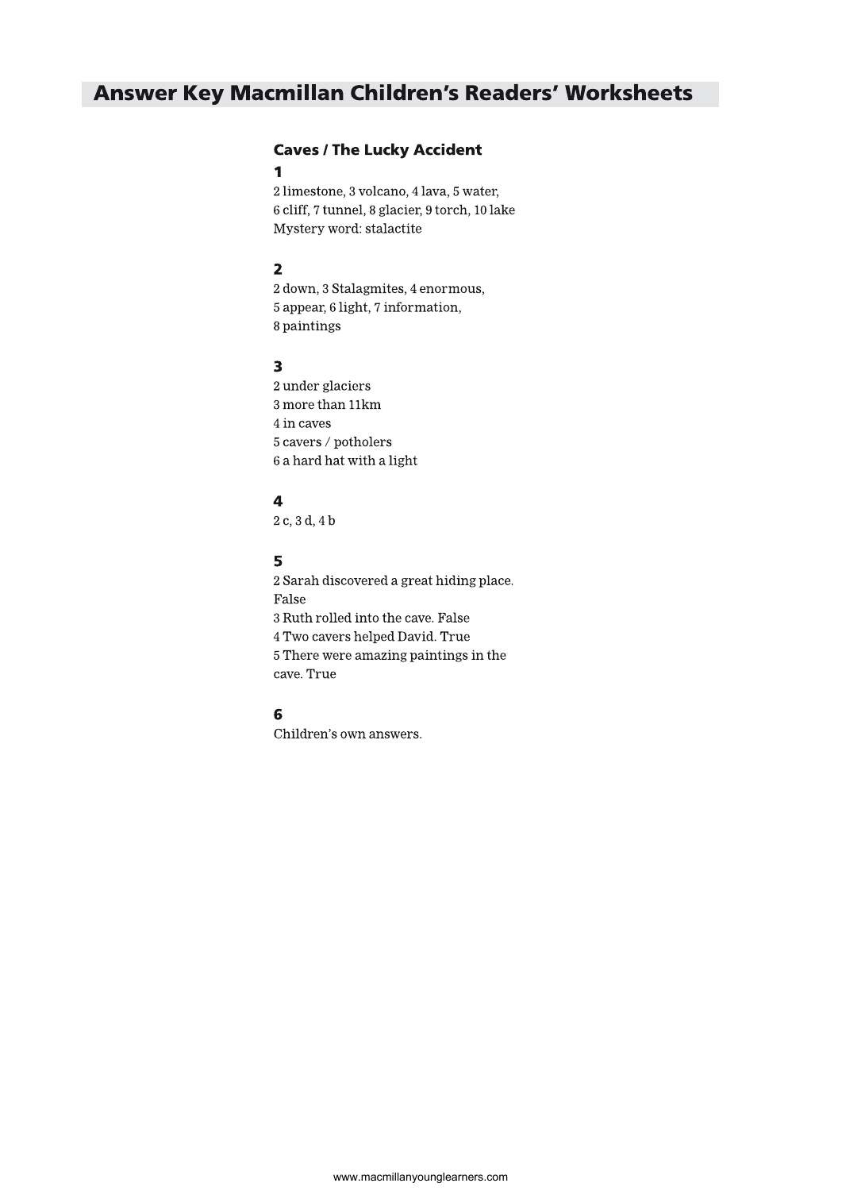# Answer Key Macmillan Children's Readers' Worksheets

## Caves / The Lucky Accident

### 1

2 limestone, 3 volcano, 4 lava, 5 water, 6 cliff, 7 tunnel, 8 glacier, 9 torch, 10 lake
Mystery word: stalactite

### 2

2 down, 3 Stalagmites, 4 enormous, 5 appear, 6 light, 7 information, 8 paintings

### 3

2 under glaciers
3 more than 11km
4 in caves
5 cavers / potholers
6 a hard hat with a light

### 4

2 c, 3 d, 4 b

### 5

2 Sarah discovered a great hiding place. False
3 Ruth rolled into the cave. False
4 Two cavers helped David. True
5 There were amazing paintings in the cave. True

### 6

Children's own answers.